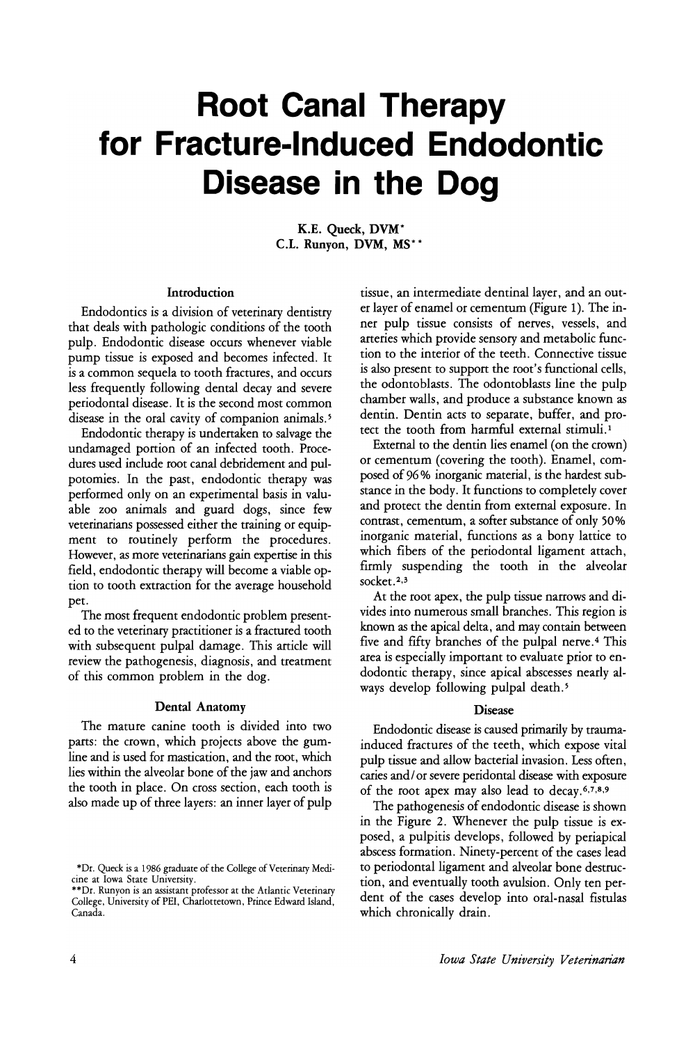# Root Canal Therapy for Fracture-Induced Endodontic Disease in the Dog

K.E. Queck, DVM*
C.L. Runyon, DVM, MS**

## Introduction

Endodontics is a division of veterinary dentistry that deals with pathologic conditions of the tooth pulp. Endodontic disease occurs whenever viable pump tissue is exposed and becomes infected. It is a common sequela to tooth fractures, and occurs less frequently following dental decay and severe periodontal disease. It is the second most common disease in the oral cavity of companion animals.[5]

Endodontic therapy is undertaken to salvage the undamaged portion of an infected tooth. Procedures used include root canal debridement and pulpotomies. In the past, endodontic therapy was performed only on an experimental basis in valuable zoo animals and guard dogs, since few veterinarians possessed either the training or equipment to routinely perform the procedures. However, as more veterinarians gain expertise in this field, endodontic therapy will become a viable option to tooth extraction for the average household pet.

The most frequent endodontic problem presented to the veterinary practitioner is a fractured tooth with subsequent pulpal damage. This article will review the pathogenesis, diagnosis, and treatment of this common problem in the dog.

## Dental Anatomy

The mature canine tooth is divided into two parts: the crown, which projects above the gumline and is used for mastication, and the root, which lies within the alveolar bone of the jaw and anchors the tooth in place. On cross section, each tooth is also made up of three layers: an inner layer of pulp tissue, an intermediate dentinal layer, and an outer layer of enamel or cementum (Figure 1). The inner pulp tissue consists of nerves, vessels, and arteries which provide sensory and metabolic function to the interior of the teeth. Connective tissue is also present to support the root's functional cells, the odontoblasts. The odontoblasts line the pulp chamber walls, and produce a substance known as dentin. Dentin acts to separate, buffer, and protect the tooth from harmful external stimuli.[1]

External to the dentin lies enamel (on the crown) or cementum (covering the tooth). Enamel, composed of 96% inorganic material, is the hardest substance in the body. It functions to completely cover and protect the dentin from external exposure. In contrast, cementum, a softer substance of only 50% inorganic material, functions as a bony lattice to which fibers of the periodontal ligament attach, firmly suspending the tooth in the alveolar socket.[2,3]

At the root apex, the pulp tissue narrows and divides into numerous small branches. This region is known as the apical delta, and may contain between five and fifty branches of the pulpal nerve.[4] This area is especially important to evaluate prior to endodontic therapy, since apical abscesses nearly always develop following pulpal death.[5]

## Disease

Endodontic disease is caused primarily by trauma-induced fractures of the teeth, which expose vital pulp tissue and allow bacterial invasion. Less often, caries and/or severe peridontal disease with exposure of the root apex may also lead to decay.[6,7,8,9]

The pathogenesis of endodontic disease is shown in the Figure 2. Whenever the pulp tissue is exposed, a pulpitis develops, followed by periapical abscess formation. Ninety-percent of the cases lead to periodontal ligament and alveolar bone destruction, and eventually tooth avulsion. Only ten percent of the cases develop into oral-nasal fistulas which chronically drain.

*Dr. Queck is a 1986 graduate of the College of Veterinary Medicine at Iowa State University.

**Dr. Runyon is an assistant professor at the Atlantic Veterinary College, University of PEI, Charlottetown, Prince Edward Island, Canada.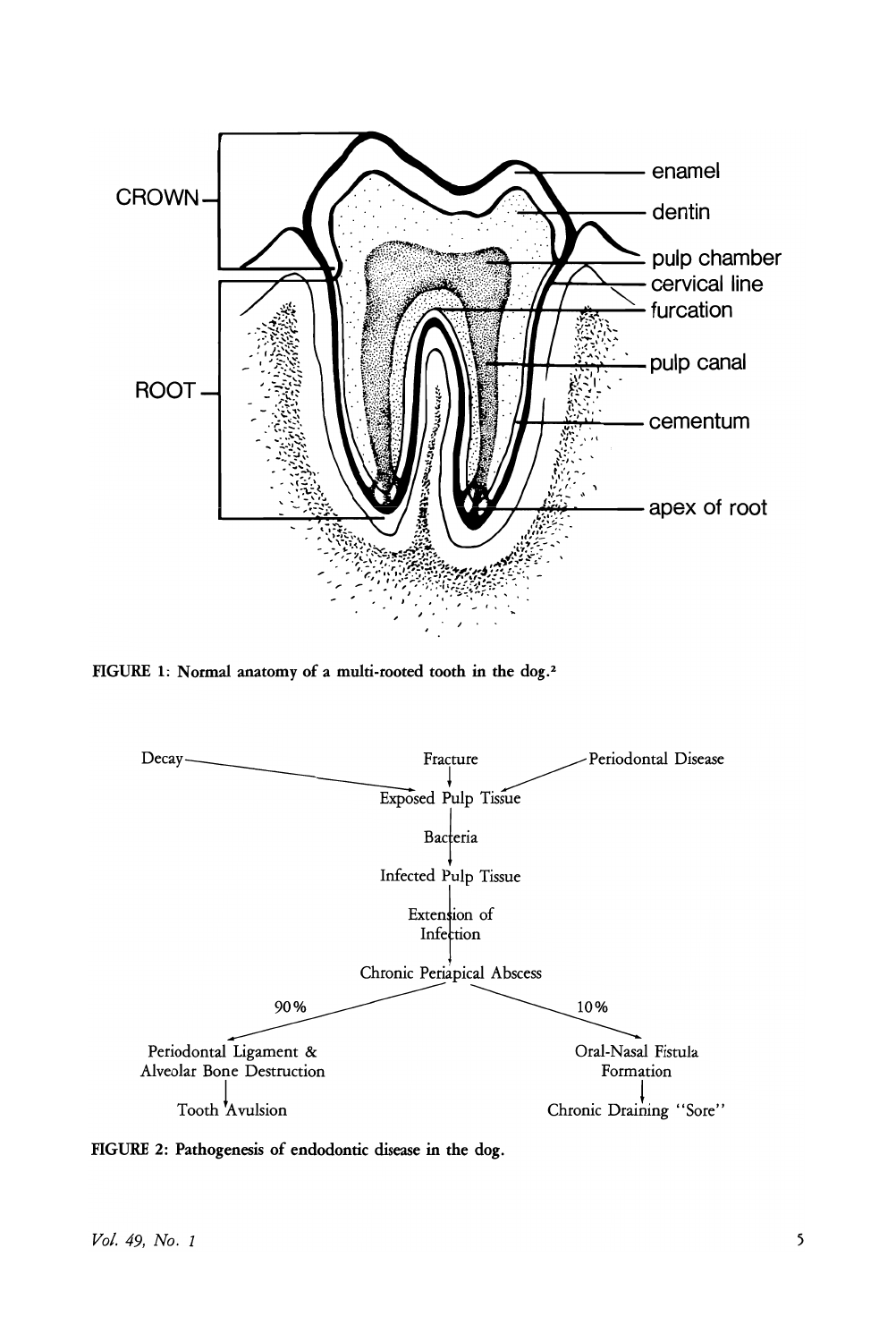FIGURE 1: Normal anatomy of a multi-rooted tooth in the dog.[2]

Decay → Exposed Pulp Tissue
Fracture → Exposed Pulp Tissue
Periodontal Disease → Exposed Pulp Tissue

Exposed Pulp Tissue → Bacteria → Infected Pulp Tissue → Extension of Infection → Chronic Periapical Abscess

Chronic Periapical Abscess → 90% → Periodontal Ligament & Alveolar Bone Destruction → Tooth Avulsion

Chronic Periapical Abscess → 10% → Oral-Nasal Fistula Formation → Chronic Draining "Sore"

FIGURE 2: Pathogenesis of endodontic disease in the dog.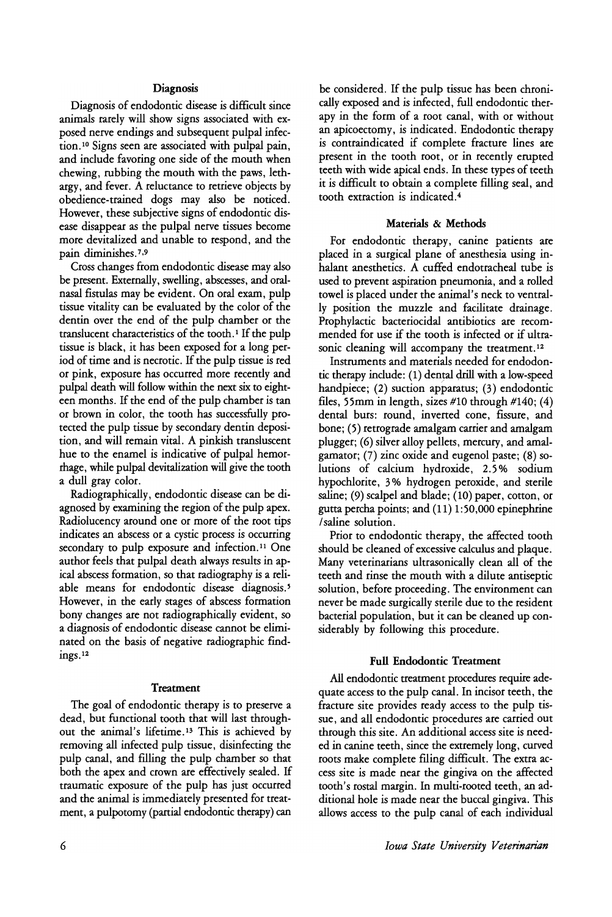## Diagnosis

Diagnosis of endodontic disease is difficult since animals rarely will show signs associated with exposed nerve endings and subsequent pulpal infection.[10] Signs seen are associated with pulpal pain, and include favoring one side of the mouth when chewing, rubbing the mouth with the paws, lethargy, and fever. A reluctance to retrieve objects by obedience-trained dogs may also be noticed. However, these subjective signs of endodontic disease disappear as the pulpal nerve tissues become more devitalized and unable to respond, and the pain diminishes.[7,9]

Cross changes from endodontic disease may also be present. Externally, swelling, abscesses, and oral-nasal fistulas may be evident. On oral exam, pulp tissue vitality can be evaluated by the color of the dentin over the end of the pulp chamber or the translucent characteristics of the tooth.[1] If the pulp tissue is black, it has been exposed for a long period of time and is necrotic. If the pulp tissue is red or pink, exposure has occurred more recently and pulpal death will follow within the next six to eighteen months. If the end of the pulp chamber is tan or brown in color, the tooth has successfully protected the pulp tissue by secondary dentin deposition, and will remain vital. A pinkish transluscent hue to the enamel is indicative of pulpal hemorrhage, while pulpal devitalization will give the tooth a dull gray color.

Radiographically, endodontic disease can be diagnosed by examining the region of the pulp apex. Radiolucency around one or more of the root tips indicates an abscess or a cystic process is occurring secondary to pulp exposure and infection.[11] One author feels that pulpal death always results in apical abscess formation, so that radiography is a reliable means for endodontic disease diagnosis.[5] However, in the early stages of abscess formation bony changes are not radiographically evident, so a diagnosis of endodontic disease cannot be eliminated on the basis of negative radiographic findings.[12]

## Treatment

The goal of endodontic therapy is to preserve a dead, but functional tooth that will last throughout the animal's lifetime.[13] This is achieved by removing all infected pulp tissue, disinfecting the pulp canal, and filling the pulp chamber so that both the apex and crown are effectively sealed. If traumatic exposure of the pulp has just occurred and the animal is immediately presented for treatment, a pulpotomy (partial endodontic therapy) can be considered. If the pulp tissue has been chronically exposed and is infected, full endodontic therapy in the form of a root canal, with or without an apicoectomy, is indicated. Endodontic therapy is contraindicated if complete fracture lines are present in the tooth root, or in recently erupted teeth with wide apical ends. In these types of teeth it is difficult to obtain a complete filling seal, and tooth extraction is indicated.[4]

## Materials & Methods

For endodontic therapy, canine patients are placed in a surgical plane of anesthesia using inhalant anesthetics. A cuffed endotracheal tube is used to prevent aspiration pneumonia, and a rolled towel is placed under the animal's neck to ventrally position the muzzle and facilitate drainage. Prophylactic bacteriocidal antibiotics are recommended for use if the tooth is infected or if ultrasonic cleaning will accompany the treatment.[12]

Instruments and materials needed for endodontic therapy include: (1) dental drill with a low-speed handpiece; (2) suction apparatus; (3) endodontic files, 55mm in length, sizes #10 through #140; (4) dental burs: round, inverted cone, fissure, and bone; (5) retrograde amalgam carrier and amalgam plugger; (6) silver alloy pellets, mercury, and amalgamator; (7) zinc oxide and eugenol paste; (8) solutions of calcium hydroxide, 2.5% sodium hypochlorite, 3% hydrogen peroxide, and sterile saline; (9) scalpel and blade; (10) paper, cotton, or gutta percha points; and (11) 1:50,000 epinephrine /saline solution.

Prior to endodontic therapy, the affected tooth should be cleaned of excessive calculus and plaque. Many veterinarians ultrasonically clean all of the teeth and rinse the mouth with a dilute antiseptic solution, before proceeding. The environment can never be made surgically sterile due to the resident bacterial population, but it can be cleaned up considerably by following this procedure.

## Full Endodontic Treatment

All endodontic treatment procedures require adequate access to the pulp canal. In incisor teeth, the fracture site provides ready access to the pulp tissue, and all endodontic procedures are carried out through this site. An additional access site is needed in canine teeth, since the extremely long, curved roots make complete filing difficult. The extra access site is made near the gingiva on the affected tooth's rostal margin. In multi-rooted teeth, an additional hole is made near the buccal gingiva. This allows access to the pulp canal of each individual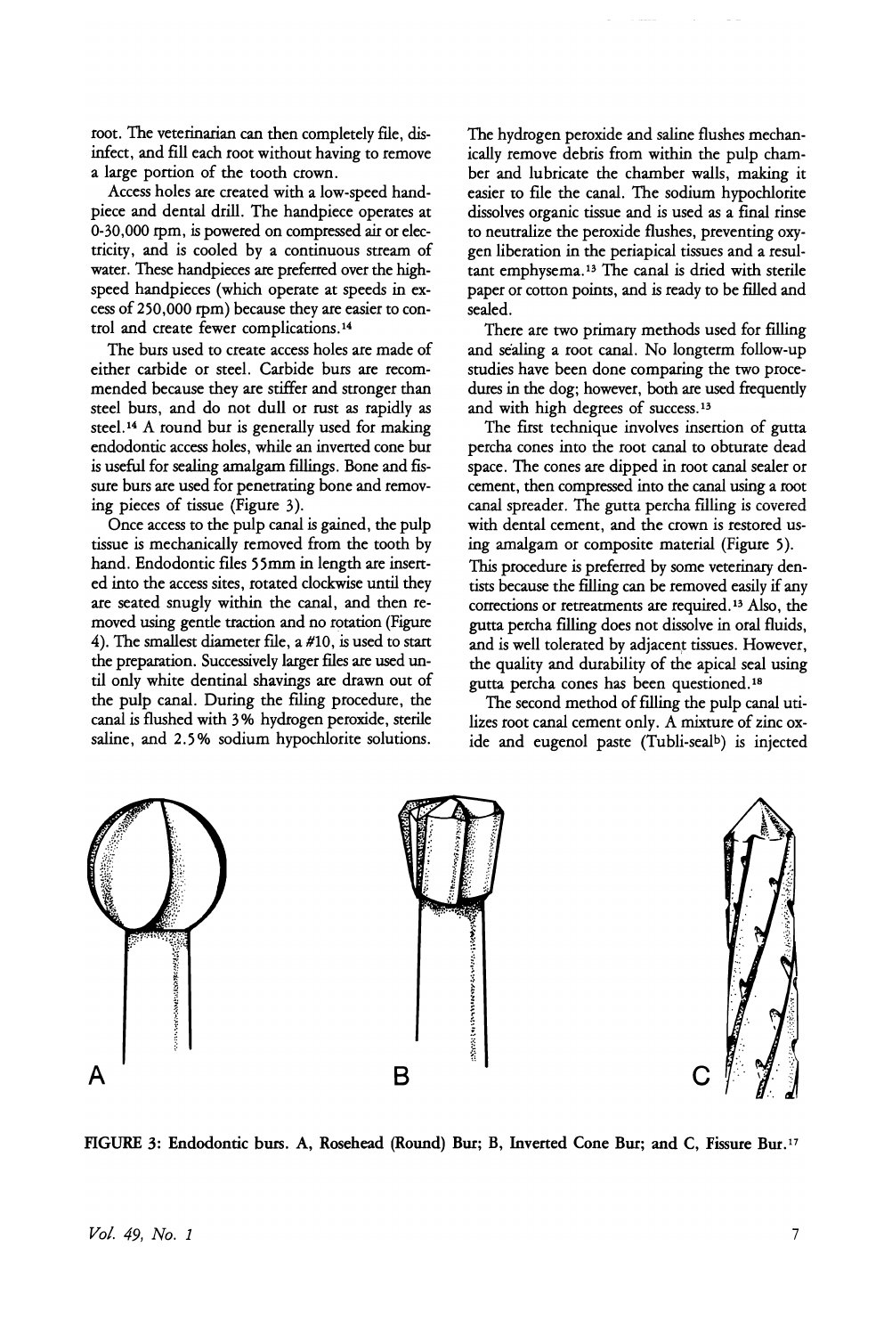root. The veterinarian can then completely file, disinfect, and fill each root without having to remove a large portion of the tooth crown.

Access holes are created with a low-speed handpiece and dental drill. The handpiece operates at 0-30,000 rpm, is powered on compressed air or electricity, and is cooled by a continuous stream of water. These handpieces are preferred over the high-speed handpieces (which operate at speeds in excess of 250,000 rpm) because they are easier to control and create fewer complications.[14]

The burs used to create access holes are made of either carbide or steel. Carbide burs are recommended because they are stiffer and stronger than steel burs, and do not dull or rust as rapidly as steel.[14] A round bur is generally used for making endodontic access holes, while an inverted cone bur is useful for sealing amalgam fillings. Bone and fissure burs are used for penetrating bone and removing pieces of tissue (Figure 3).

Once access to the pulp canal is gained, the pulp tissue is mechanically removed from the tooth by hand. Endodontic files 55mm in length are inserted into the access sites, rotated clockwise until they are seated snugly within the canal, and then removed using gentle traction and no rotation (Figure 4). The smallest diameter file, a #10, is used to start the preparation. Successively larger files are used until only white dentinal shavings are drawn out of the pulp canal. During the filing procedure, the canal is flushed with 3% hydrogen peroxide, sterile saline, and 2.5% sodium hypochlorite solutions. The hydrogen peroxide and saline flushes mechanically remove debris from within the pulp chamber and lubricate the chamber walls, making it easier to file the canal. The sodium hypochlorite dissolves organic tissue and is used as a final rinse to neutralize the peroxide flushes, preventing oxygen liberation in the periapical tissues and a resultant emphysema.[13] The canal is dried with sterile paper or cotton points, and is ready to be filled and sealed.

There are two primary methods used for filling and sealing a root canal. No longterm follow-up studies have been done comparing the two procedures in the dog; however, both are used frequently and with high degrees of success.[13]

The first technique involves insertion of gutta percha cones into the root canal to obturate dead space. The cones are dipped in root canal sealer or cement, then compressed into the canal using a root canal spreader. The gutta percha filling is covered with dental cement, and the crown is restored using amalgam or composite material (Figure 5). This procedure is preferred by some veterinary dentists because the filling can be removed easily if any corrections or retreatments are required.[13] Also, the gutta percha filling does not dissolve in oral fluids, and is well tolerated by adjacent tissues. However, the quality and durability of the apical seal using gutta percha cones has been questioned.[18]

The second method of filling the pulp canal utilizes root canal cement only. A mixture of zinc oxide and eugenol paste (Tubli-seal[b]) is injected

**FIGURE 3: Endodontic burs. A, Rosehead (Round) Bur; B, Inverted Cone Bur; and C, Fissure Bur.[17]**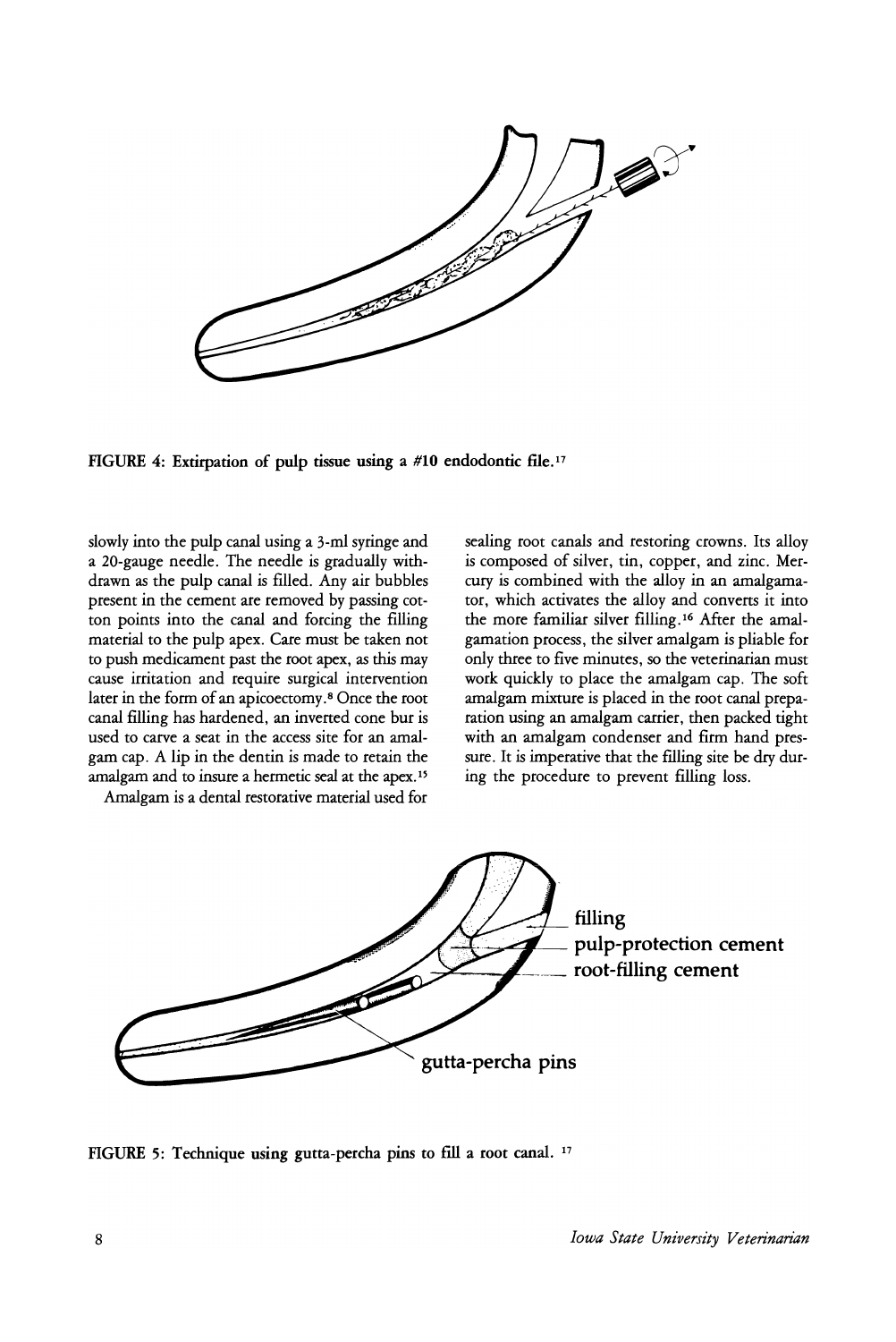FIGURE 4: Extirpation of pulp tissue using a #10 endodontic file.[17]

slowly into the pulp canal using a 3-ml syringe and a 20-gauge needle. The needle is gradually withdrawn as the pulp canal is filled. Any air bubbles present in the cement are removed by passing cotton points into the canal and forcing the filling material to the pulp apex. Care must be taken not to push medicament past the root apex, as this may cause irritation and require surgical intervention later in the form of an apicoectomy.[8] Once the root canal filling has hardened, an inverted cone bur is used to carve a seat in the access site for an amalgam cap. A lip in the dentin is made to retain the amalgam and to insure a hermetic seal at the apex.[15]

Amalgam is a dental restorative material used for sealing root canals and restoring crowns. Its alloy is composed of silver, tin, copper, and zinc. Mercury is combined with the alloy in an amalgamator, which activates the alloy and converts it into the more familiar silver filling.[16] After the amalgamation process, the silver amalgam is pliable for only three to five minutes, so the veterinarian must work quickly to place the amalgam cap. The soft amalgam mixture is placed in the root canal preparation using an amalgam carrier, then packed tight with an amalgam condenser and firm hand pressure. It is imperative that the filling site be dry during the procedure to prevent filling loss.

filling
pulp-protection cement
root-filling cement
gutta-percha pins

FIGURE 5: Technique using gutta-percha pins to fill a root canal. [17]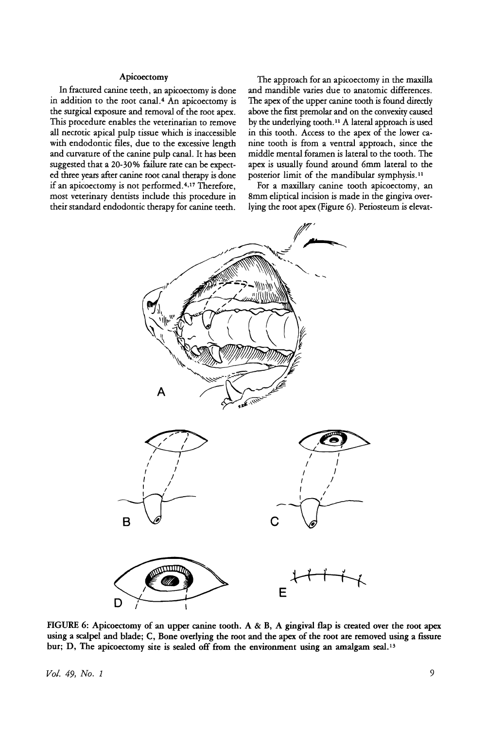### Apicoectomy

In fractured canine teeth, an apicoectomy is done in addition to the root canal.[4] An apicoectomy is the surgical exposure and removal of the root apex. This procedure enables the veterinarian to remove all necrotic apical pulp tissue which is inaccessible with endodontic files, due to the excessive length and curvature of the canine pulp canal. It has been suggested that a 20-30% failure rate can be expected three years after canine root canal therapy is done if an apicoectomy is not performed.[4,17] Therefore, most veterinary dentists include this procedure in their standard endodontic therapy for canine teeth.

The approach for an apicoectomy in the maxilla and mandible varies due to anatomic differences. The apex of the upper canine tooth is found directly above the first premolar and on the convexity caused by the underlying tooth.[11] A lateral approach is used in this tooth. Access to the apex of the lower canine tooth is from a ventral approach, since the middle mental foramen is lateral to the tooth. The apex is usually found around 6mm lateral to the posterior limit of the mandibular symphysis.[11]

For a maxillary canine tooth apicoectomy, an 8mm eliptical incision is made in the gingiva overlying the root apex (Figure 6). Periosteum is elevat-

FIGURE 6: Apicoectomy of an upper canine tooth. A & B, A gingival flap is created over the root apex using a scalpel and blade; C, Bone overlying the root and the apex of the root are removed using a fissure bur; D, The apicoectomy site is sealed off from the environment using an amalgam seal.[13]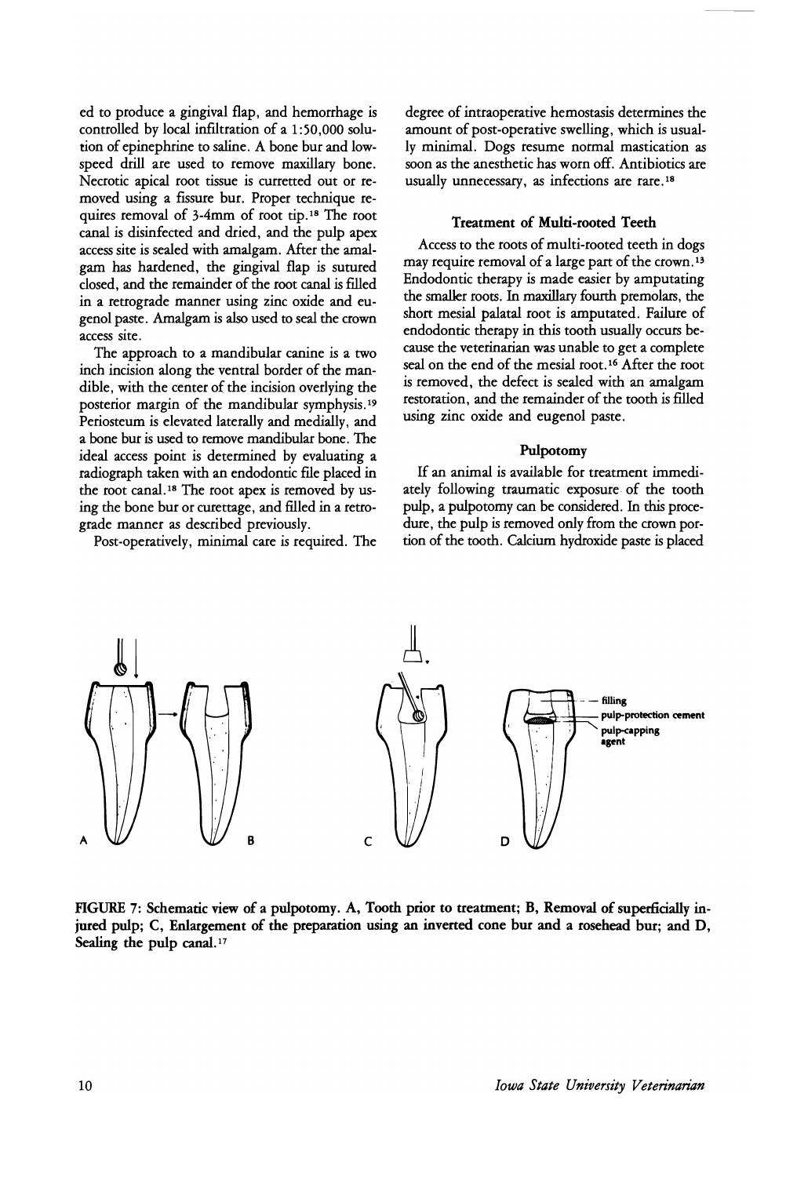ed to produce a gingival flap, and hemorrhage is controlled by local infiltration of a 1:50,000 solution of epinephrine to saline. A bone bur and low-speed drill are used to remove maxillary bone. Necrotic apical root tissue is curretted out or removed using a fissure bur. Proper technique requires removal of 3-4mm of root tip.[18] The root canal is disinfected and dried, and the pulp apex access site is sealed with amalgam. After the amalgam has hardened, the gingival flap is sutured closed, and the remainder of the root canal is filled in a retrograde manner using zinc oxide and eugenol paste. Amalgam is also used to seal the crown access site.

The approach to a mandibular canine is a two inch incision along the ventral border of the mandible, with the center of the incision overlying the posterior margin of the mandibular symphysis.[19] Periosteum is elevated laterally and medially, and a bone bur is used to remove mandibular bone. The ideal access point is determined by evaluating a radiograph taken with an endodontic file placed in the root canal.[18] The root apex is removed by using the bone bur or curettage, and filled in a retrograde manner as described previously.

Post-operatively, minimal care is required. The degree of intraoperative hemostasis determines the amount of post-operative swelling, which is usually minimal. Dogs resume normal mastication as soon as the anesthetic has worn off. Antibiotics are usually unnecessary, as infections are rare.[18]

### Treatment of Multi-rooted Teeth

Access to the roots of multi-rooted teeth in dogs may require removal of a large part of the crown.[13] Endodontic therapy is made easier by amputating the smaller roots. In maxillary fourth premolars, the short mesial palatal root is amputated. Failure of endodontic therapy in this tooth usually occurs because the veterinarian was unable to get a complete seal on the end of the mesial root.[16] After the root is removed, the defect is sealed with an amalgam restoration, and the remainder of the tooth is filled using zinc oxide and eugenol paste.

### Pulpotomy

If an animal is available for treatment immediately following traumatic exposure of the tooth pulp, a pulpotomy can be considered. In this procedure, the pulp is removed only from the crown portion of the tooth. Calcium hydroxide paste is placed

**FIGURE 7: Schematic view of a pulpotomy. A, Tooth prior to treatment; B, Removal of superficially injured pulp; C, Enlargement of the preparation using an inverted cone bur and a rosehead bur; and D, Sealing the pulp canal.[17]**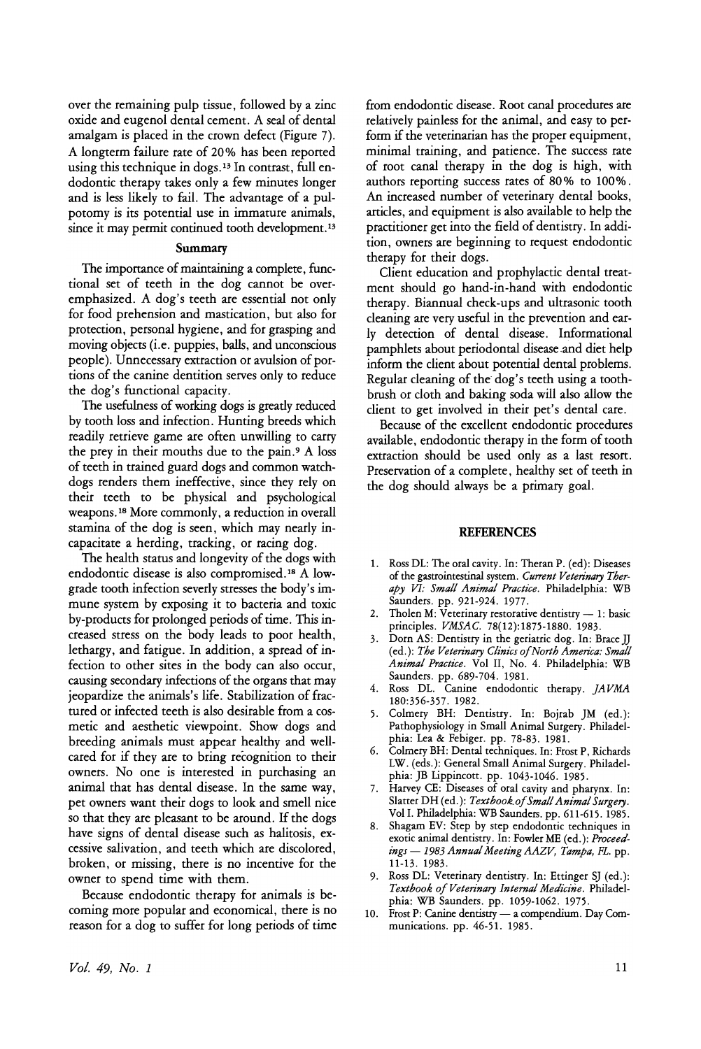over the remaining pulp tissue, followed by a zinc oxide and eugenol dental cement. A seal of dental amalgam is placed in the crown defect (Figure 7). A longterm failure rate of 20% has been reported using this technique in dogs.[13] In contrast, full endodontic therapy takes only a few minutes longer and is less likely to fail. The advantage of a pulpotomy is its potential use in immature animals, since it may permit continued tooth development.[13]

## Summary

The importance of maintaining a complete, functional set of teeth in the dog cannot be overemphasized. A dog's teeth are essential not only for food prehension and mastication, but also for protection, personal hygiene, and for grasping and moving objects (i.e. puppies, balls, and unconscious people). Unnecessary extraction or avulsion of portions of the canine dentition serves only to reduce the dog's functional capacity.

The usefulness of working dogs is greatly reduced by tooth loss and infection. Hunting breeds which readily retrieve game are often unwilling to carry the prey in their mouths due to the pain.[9] A loss of teeth in trained guard dogs and common watchdogs renders them ineffective, since they rely on their teeth to be physical and psychological weapons.[18] More commonly, a reduction in overall stamina of the dog is seen, which may nearly incapacitate a herding, tracking, or racing dog.

The health status and longevity of the dogs with endodontic disease is also compromised.[18] A low-grade tooth infection severly stresses the body's immune system by exposing it to bacteria and toxic by-products for prolonged periods of time. This increased stress on the body leads to poor health, lethargy, and fatigue. In addition, a spread of infection to other sites in the body can also occur, causing secondary infections of the organs that may jeopardize the animals's life. Stabilization of fractured or infected teeth is also desirable from a cosmetic and aesthetic viewpoint. Show dogs and breeding animals must appear healthy and well-cared for if they are to bring recognition to their owners. No one is interested in purchasing an animal that has dental disease. In the same way, pet owners want their dogs to look and smell nice so that they are pleasant to be around. If the dogs have signs of dental disease such as halitosis, excessive salivation, and teeth which are discolored, broken, or missing, there is no incentive for the owner to spend time with them.

Because endodontic therapy for animals is becoming more popular and economical, there is no reason for a dog to suffer for long periods of time from endodontic disease. Root canal procedures are relatively painless for the animal, and easy to perform if the veterinarian has the proper equipment, minimal training, and patience. The success rate of root canal therapy in the dog is high, with authors reporting success rates of 80% to 100%. An increased number of veterinary dental books, articles, and equipment is also available to help the practitioner get into the field of dentistry. In addition, owners are beginning to request endodontic therapy for their dogs.

Client education and prophylactic dental treatment should go hand-in-hand with endodontic therapy. Biannual check-ups and ultrasonic tooth cleaning are very useful in the prevention and early detection of dental disease. Informational pamphlets about periodontal disease and diet help inform the client about potential dental problems. Regular cleaning of the dog's teeth using a toothbrush or cloth and baking soda will also allow the client to get involved in their pet's dental care.

Because of the excellent endodontic procedures available, endodontic therapy in the form of tooth extraction should be used only as a last resort. Preservation of a complete, healthy set of teeth in the dog should always be a primary goal.

## REFERENCES

1. Ross DL: The oral cavity. In: Theran P. (ed): Diseases of the gastrointestinal system. *Current Veterinary Therapy VI: Small Animal Practice.* Philadelphia: WB Saunders. pp. 921-924. 1977.
2. Tholen M: Veterinary restorative dentistry — 1: basic principles. *VMSAC.* 78(12):1875-1880. 1983.
3. Dorn AS: Dentistry in the geriatric dog. In: Brace JJ (ed.): *The Veterinary Clinics of North America: Small Animal Practice.* Vol II, No. 4. Philadelphia: WB Saunders. pp. 689-704. 1981.
4. Ross DL. Canine endodontic therapy. *JAVMA* 180:356-357. 1982.
5. Colmery BH: Dentistry. In: Bojrab JM (ed.): Pathophysiology in Small Animal Surgery. Philadelphia: Lea & Febiger. pp. 78-83. 1981.
6. Colmery BH: Dental techniques. In: Frost P, Richards LW. (eds.): General Small Animal Surgery. Philadelphia: JB Lippincott. pp. 1043-1046. 1985.
7. Harvey CE: Diseases of oral cavity and pharynx. In: Slatter DH (ed.): *Textbook of Small Animal Surgery.* Vol I. Philadelphia: WB Saunders. pp. 611-615. 1985.
8. Shagam EV: Step by step endodontic techniques in exotic animal dentistry. In: Fowler ME (ed.): *Proceedings — 1983 Annual Meeting AAZV, Tampa, FL.* pp. 11-13. 1983.
9. Ross DL: Veterinary dentistry. In: Ettinger SJ (ed.): *Textbook of Veterinary Internal Medicine.* Philadelphia: WB Saunders. pp. 1059-1062. 1975.
10. Frost P: Canine dentistry — a compendium. Day Communications. pp. 46-51. 1985.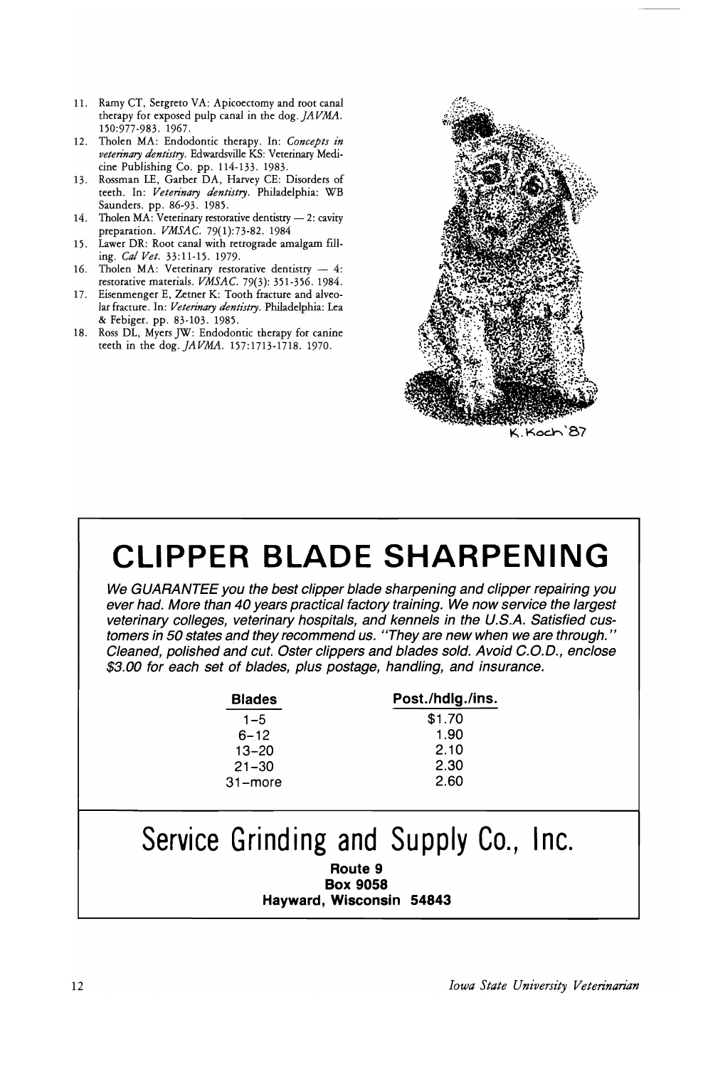11. Ramy CT, Sergreto VA: Apicoectomy and root canal therapy for exposed pulp canal in the dog. *JAVMA.* 150:977-983. 1967.
12. Tholen MA: Endodontic therapy. In: *Concepts in veterinary dentistry.* Edwardsville KS: Veterinary Medicine Publishing Co. pp. 114-133. 1983.
13. Rossman LE, Garber DA, Harvey CE: Disorders of teeth. In: *Veterinary dentistry.* Philadelphia: WB Saunders. pp. 86-93. 1985.
14. Tholen MA: Veterinary restorative dentistry — 2: cavity preparation. *VMSAC.* 79(1):73-82. 1984
15. Lawer DR: Root canal with retrograde amalgam filling. *Cal Vet.* 33:11-15. 1979.
16. Tholen MA: Veterinary restorative dentistry — 4: restorative materials. *VMSAC.* 79(3): 351-356. 1984.
17. Eisenmenger E, Zetner K: Tooth fracture and alveolar fracture. In: *Veterinary dentistry.* Philadelphia: Lea & Febiger. pp. 83-103. 1985.
18. Ross DL, Myers JW: Endodontic therapy for canine teeth in the dog. *JAVMA.* 157:1713-1718. 1970.

K. Koch '87

# CLIPPER BLADE SHARPENING

*We GUARANTEE you the best clipper blade sharpening and clipper repairing you ever had. More than 40 years practical factory training. We now service the largest veterinary colleges, veterinary hospitals, and kennels in the U.S.A. Satisfied customers in 50 states and they recommend us. "They are new when we are through." Cleaned, polished and cut. Oster clippers and blades sold. Avoid C.O.D., enclose $3.00 for each set of blades, plus postage, handling, and insurance.*

| Blades | Post./hdlg./ins. |
|---|---|
| 1–5 | $1.70 |
| 6–12 | 1.90 |
| 13–20 | 2.10 |
| 21–30 | 2.30 |
| 31–more | 2.60 |

## Service Grinding and Supply Co., Inc.

**Route 9**
**Box 9058**
**Hayward, Wisconsin 54843**